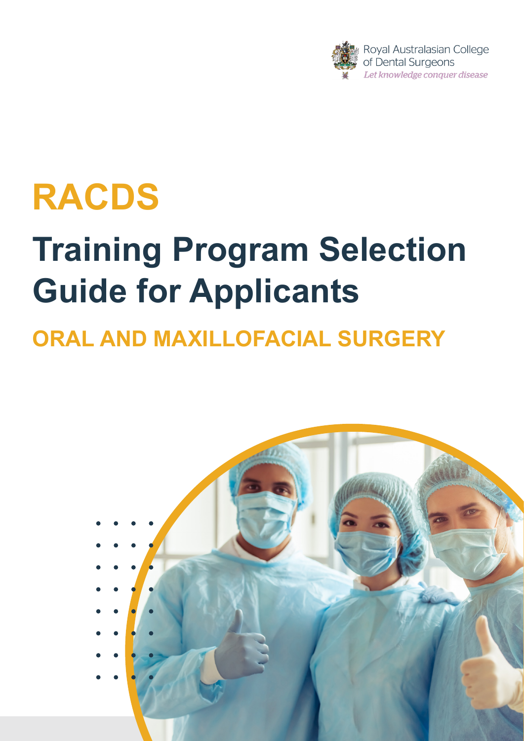Royal Australasian College of Dental Surgeons

*Let knowledge conquer disease*

# RACDS

# Training Program Selection Guide for Applicants

## ORAL AND MAXILLOFACIAL SURGERY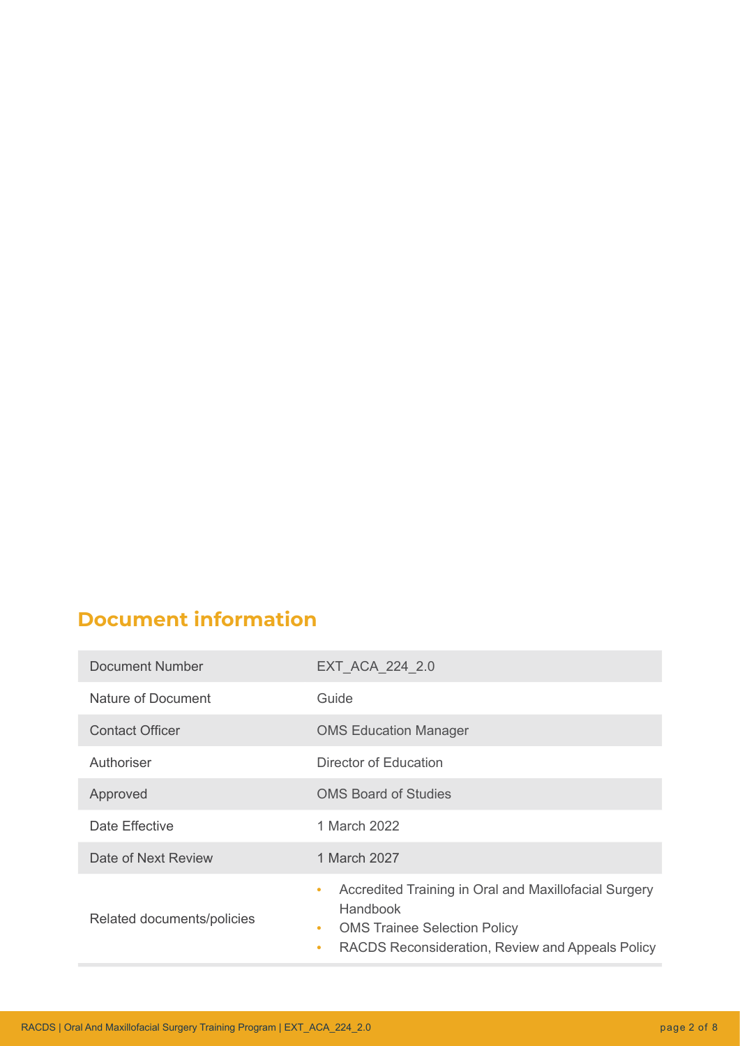## Document information

| Document Number | EXT_ACA_224_2.0 |
|---|---|
| Nature of Document | Guide |
| Contact Officer | OMS Education Manager |
| Authoriser | Director of Education |
| Approved | OMS Board of Studies |
| Date Effective | 1 March 2022 |
| Date of Next Review | 1 March 2027 |
| Related documents/policies | • Accredited Training in Oral and Maxillofacial Surgery Handbook<br>• OMS Trainee Selection Policy<br>• RACDS Reconsideration, Review and Appeals Policy |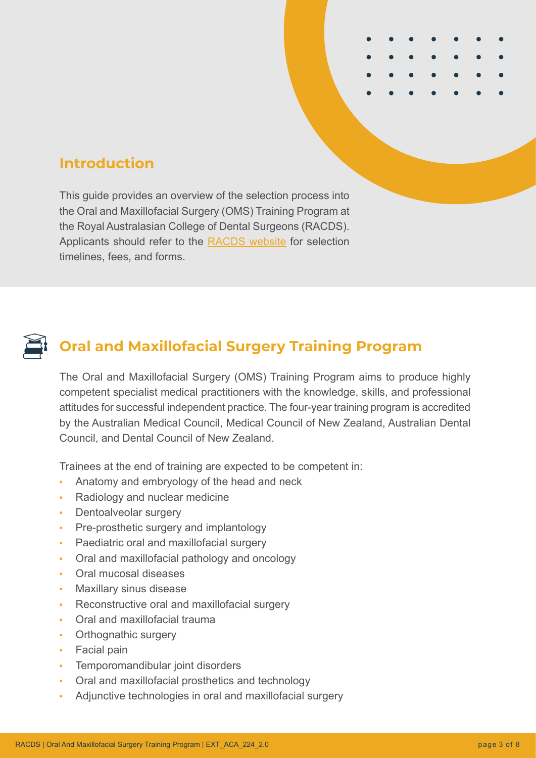## Introduction

This guide provides an overview of the selection process into the Oral and Maxillofacial Surgery (OMS) Training Program at the Royal Australasian College of Dental Surgeons (RACDS). Applicants should refer to the RACDS website for selection timelines, fees, and forms.

## Oral and Maxillofacial Surgery Training Program

The Oral and Maxillofacial Surgery (OMS) Training Program aims to produce highly competent specialist medical practitioners with the knowledge, skills, and professional attitudes for successful independent practice. The four-year training program is accredited by the Australian Medical Council, Medical Council of New Zealand, Australian Dental Council, and Dental Council of New Zealand.

Trainees at the end of training are expected to be competent in:

- Anatomy and embryology of the head and neck
- Radiology and nuclear medicine
- Dentoalveolar surgery
- Pre-prosthetic surgery and implantology
- Paediatric oral and maxillofacial surgery
- Oral and maxillofacial pathology and oncology
- Oral mucosal diseases
- Maxillary sinus disease
- Reconstructive oral and maxillofacial surgery
- Oral and maxillofacial trauma
- Orthognathic surgery
- Facial pain
- Temporomandibular joint disorders
- Oral and maxillofacial prosthetics and technology
- Adjunctive technologies in oral and maxillofacial surgery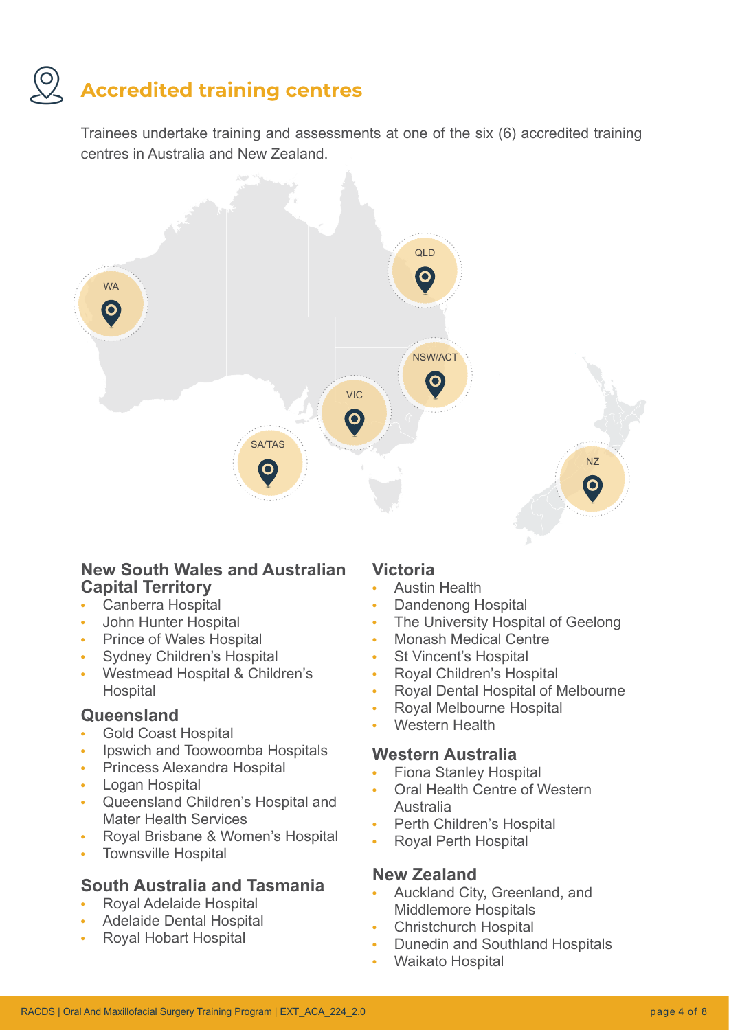# Accredited training centres

Trainees undertake training and assessments at one of the six (6) accredited training centres in Australia and New Zealand.

WA

QLD

NSW/ACT

VIC

SA/TAS

NZ

## New South Wales and Australian Capital Territory

- Canberra Hospital
- John Hunter Hospital
- Prince of Wales Hospital
- Sydney Children's Hospital
- Westmead Hospital & Children's Hospital

## Queensland

- Gold Coast Hospital
- Ipswich and Toowoomba Hospitals
- Princess Alexandra Hospital
- Logan Hospital
- Queensland Children's Hospital and Mater Health Services
- Royal Brisbane & Women's Hospital
- Townsville Hospital

## South Australia and Tasmania

- Royal Adelaide Hospital
- Adelaide Dental Hospital
- Royal Hobart Hospital

## Victoria

- Austin Health
- Dandenong Hospital
- The University Hospital of Geelong
- Monash Medical Centre
- St Vincent's Hospital
- Royal Children's Hospital
- Royal Dental Hospital of Melbourne
- Royal Melbourne Hospital
- Western Health

## Western Australia

- Fiona Stanley Hospital
- Oral Health Centre of Western Australia
- Perth Children's Hospital
- Royal Perth Hospital

## New Zealand

- Auckland City, Greenland, and Middlemore Hospitals
- Christchurch Hospital
- Dunedin and Southland Hospitals
- Waikato Hospital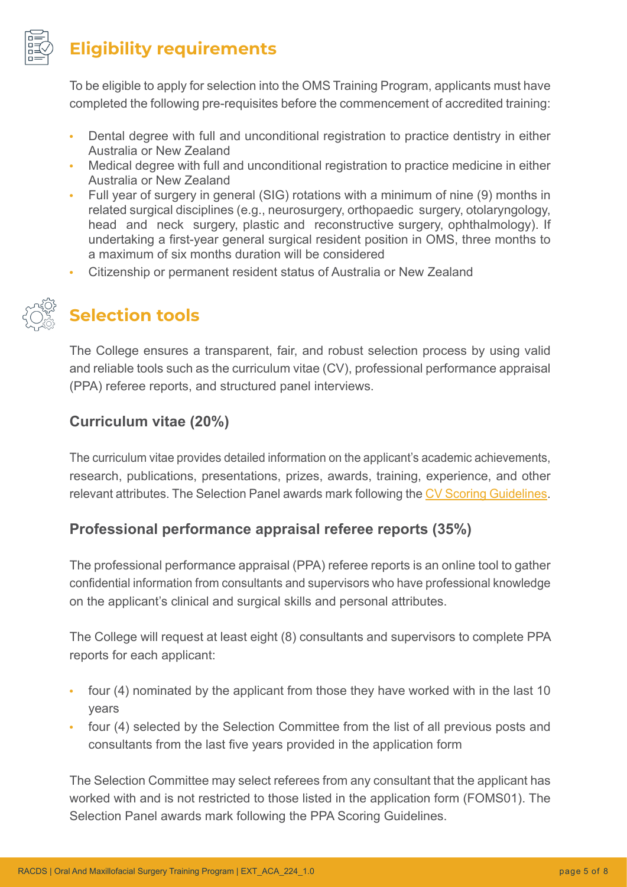## Eligibility requirements

To be eligible to apply for selection into the OMS Training Program, applicants must have completed the following pre-requisites before the commencement of accredited training:

- Dental degree with full and unconditional registration to practice dentistry in either Australia or New Zealand
- Medical degree with full and unconditional registration to practice medicine in either Australia or New Zealand
- Full year of surgery in general (SIG) rotations with a minimum of nine (9) months in related surgical disciplines (e.g., neurosurgery, orthopaedic surgery, otolaryngology, head and neck surgery, plastic and reconstructive surgery, ophthalmology). If undertaking a first-year general surgical resident position in OMS, three months to a maximum of six months duration will be considered
- Citizenship or permanent resident status of Australia or New Zealand

## Selection tools

The College ensures a transparent, fair, and robust selection process by using valid and reliable tools such as the curriculum vitae (CV), professional performance appraisal (PPA) referee reports, and structured panel interviews.

### Curriculum vitae (20%)

The curriculum vitae provides detailed information on the applicant's academic achievements, research, publications, presentations, prizes, awards, training, experience, and other relevant attributes. The Selection Panel awards mark following the CV Scoring Guidelines.

### Professional performance appraisal referee reports (35%)

The professional performance appraisal (PPA) referee reports is an online tool to gather confidential information from consultants and supervisors who have professional knowledge on the applicant's clinical and surgical skills and personal attributes.

The College will request at least eight (8) consultants and supervisors to complete PPA reports for each applicant:

- four (4) nominated by the applicant from those they have worked with in the last 10 years
- four (4) selected by the Selection Committee from the list of all previous posts and consultants from the last five years provided in the application form

The Selection Committee may select referees from any consultant that the applicant has worked with and is not restricted to those listed in the application form (FOMS01). The Selection Panel awards mark following the PPA Scoring Guidelines.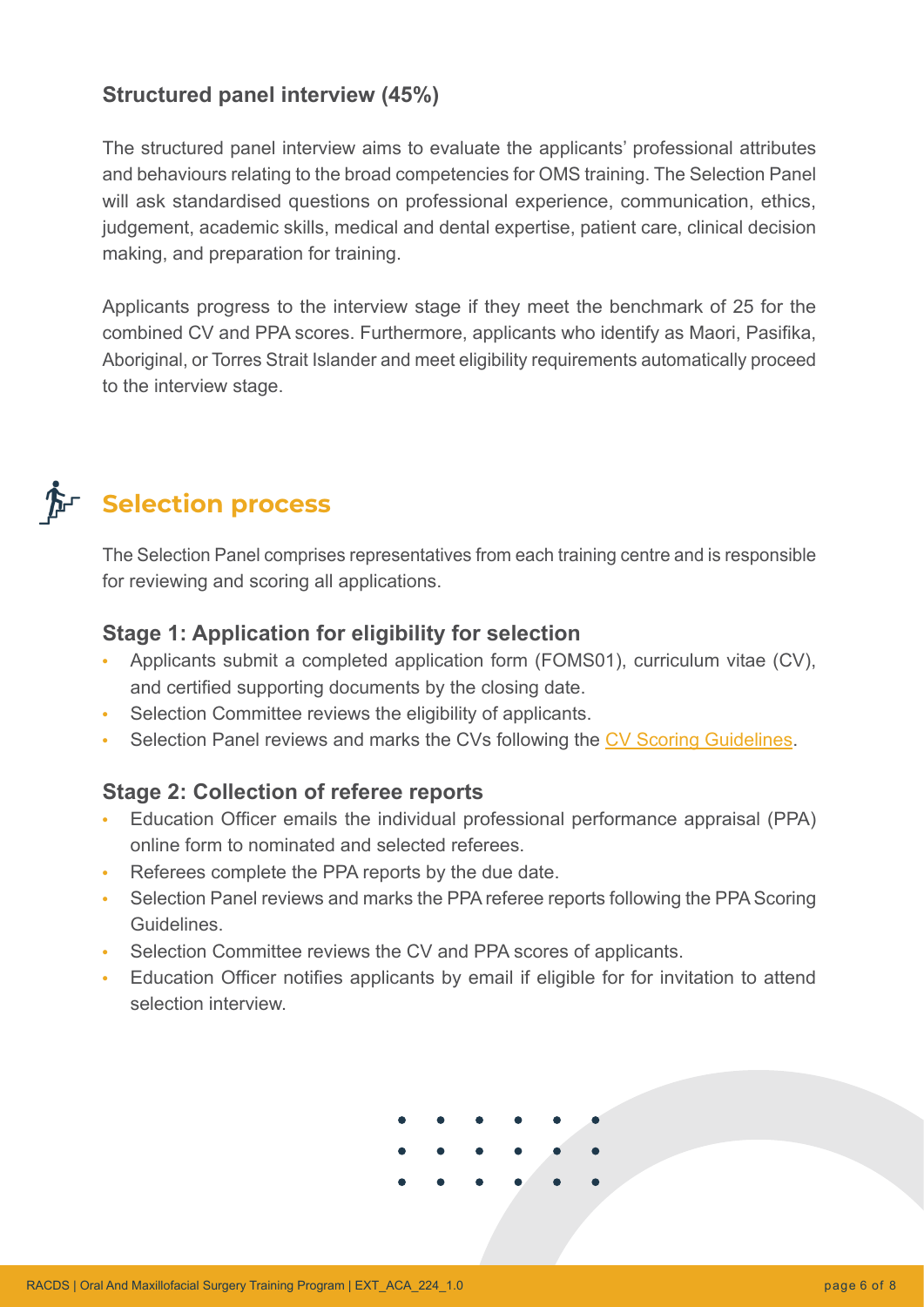### Structured panel interview (45%)

The structured panel interview aims to evaluate the applicants' professional attributes and behaviours relating to the broad competencies for OMS training. The Selection Panel will ask standardised questions on professional experience, communication, ethics, judgement, academic skills, medical and dental expertise, patient care, clinical decision making, and preparation for training.

Applicants progress to the interview stage if they meet the benchmark of 25 for the combined CV and PPA scores. Furthermore, applicants who identify as Maori, Pasifika, Aboriginal, or Torres Strait Islander and meet eligibility requirements automatically proceed to the interview stage.

## Selection process

The Selection Panel comprises representatives from each training centre and is responsible for reviewing and scoring all applications.

### Stage 1: Application for eligibility for selection

- Applicants submit a completed application form (FOMS01), curriculum vitae (CV), and certified supporting documents by the closing date.
- Selection Committee reviews the eligibility of applicants.
- Selection Panel reviews and marks the CVs following the CV Scoring Guidelines.

### Stage 2: Collection of referee reports

- Education Officer emails the individual professional performance appraisal (PPA) online form to nominated and selected referees.
- Referees complete the PPA reports by the due date.
- Selection Panel reviews and marks the PPA referee reports following the PPA Scoring Guidelines.
- Selection Committee reviews the CV and PPA scores of applicants.
- Education Officer notifies applicants by email if eligible for for invitation to attend selection interview.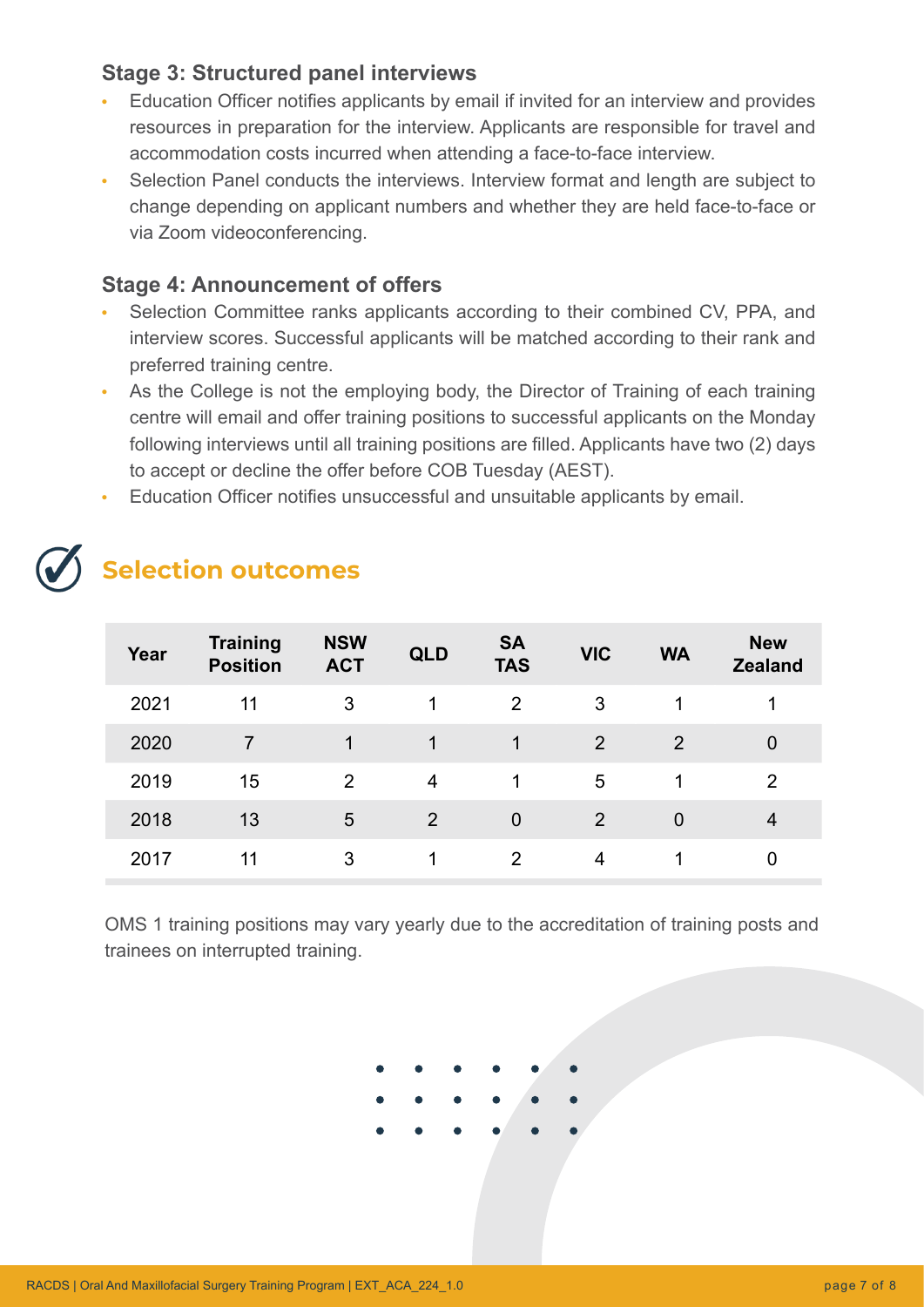### Stage 3: Structured panel interviews

- Education Officer notifies applicants by email if invited for an interview and provides resources in preparation for the interview. Applicants are responsible for travel and accommodation costs incurred when attending a face-to-face interview.
- Selection Panel conducts the interviews. Interview format and length are subject to change depending on applicant numbers and whether they are held face-to-face or via Zoom videoconferencing.

### Stage 4: Announcement of offers

- Selection Committee ranks applicants according to their combined CV, PPA, and interview scores. Successful applicants will be matched according to their rank and preferred training centre.
- As the College is not the employing body, the Director of Training of each training centre will email and offer training positions to successful applicants on the Monday following interviews until all training positions are filled. Applicants have two (2) days to accept or decline the offer before COB Tuesday (AEST).
- Education Officer notifies unsuccessful and unsuitable applicants by email.

## Selection outcomes

| Year | Training Position | NSW ACT | QLD | SA TAS | VIC | WA | New Zealand |
|---|---|---|---|---|---|---|---|
| 2021 | 11 | 3 | 1 | 2 | 3 | 1 | 1 |
| 2020 | 7 | 1 | 1 | 1 | 2 | 2 | 0 |
| 2019 | 15 | 2 | 4 | 1 | 5 | 1 | 2 |
| 2018 | 13 | 5 | 2 | 0 | 2 | 0 | 4 |
| 2017 | 11 | 3 | 1 | 2 | 4 | 1 | 0 |

OMS 1 training positions may vary yearly due to the accreditation of training posts and trainees on interrupted training.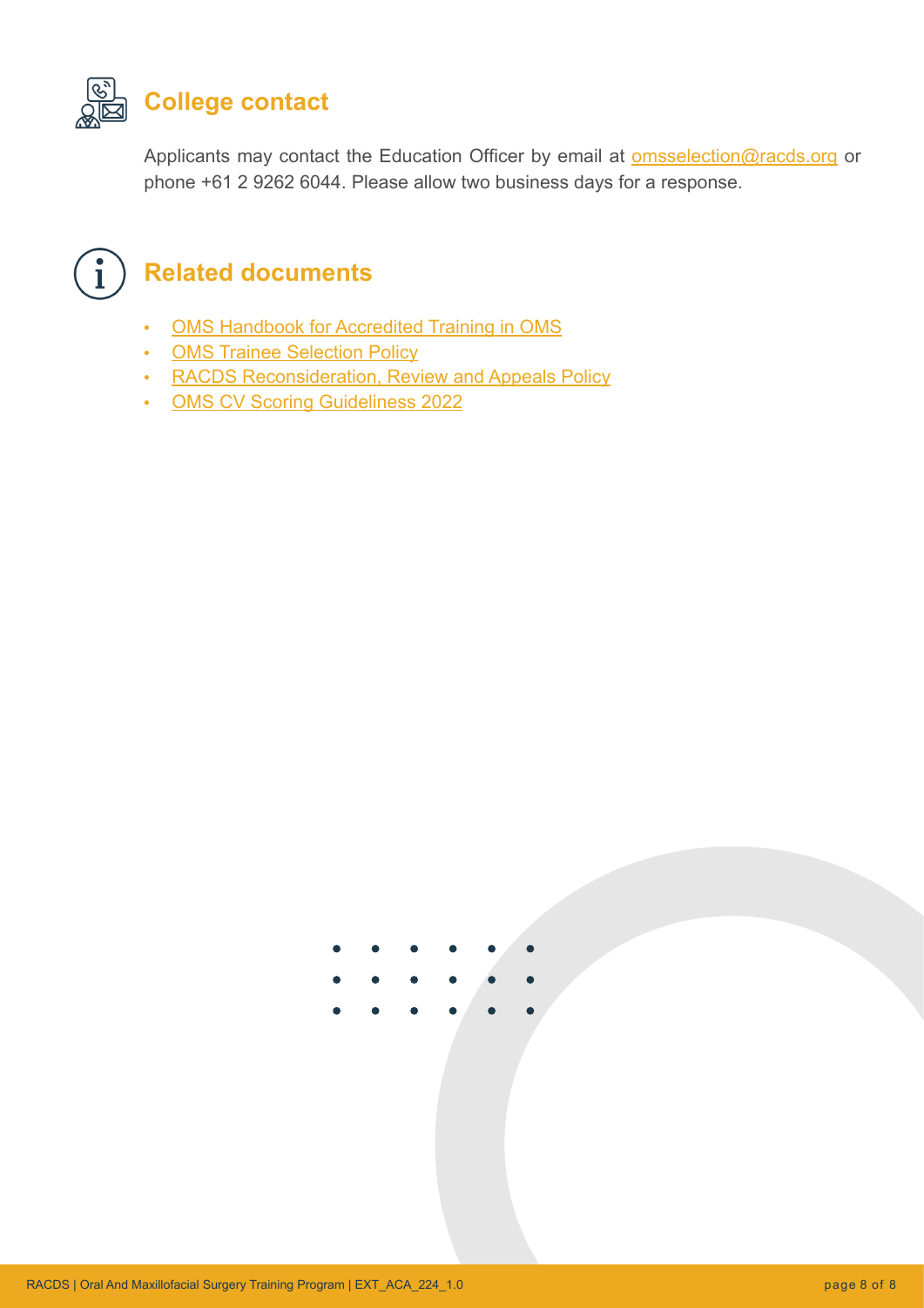## College contact

Applicants may contact the Education Officer by email at omsselection@racds.org or phone +61 2 9262 6044. Please allow two business days for a response.

## Related documents

- OMS Handbook for Accredited Training in OMS
- OMS Trainee Selection Policy
- RACDS Reconsideration, Review and Appeals Policy
- OMS CV Scoring Guideliness 2022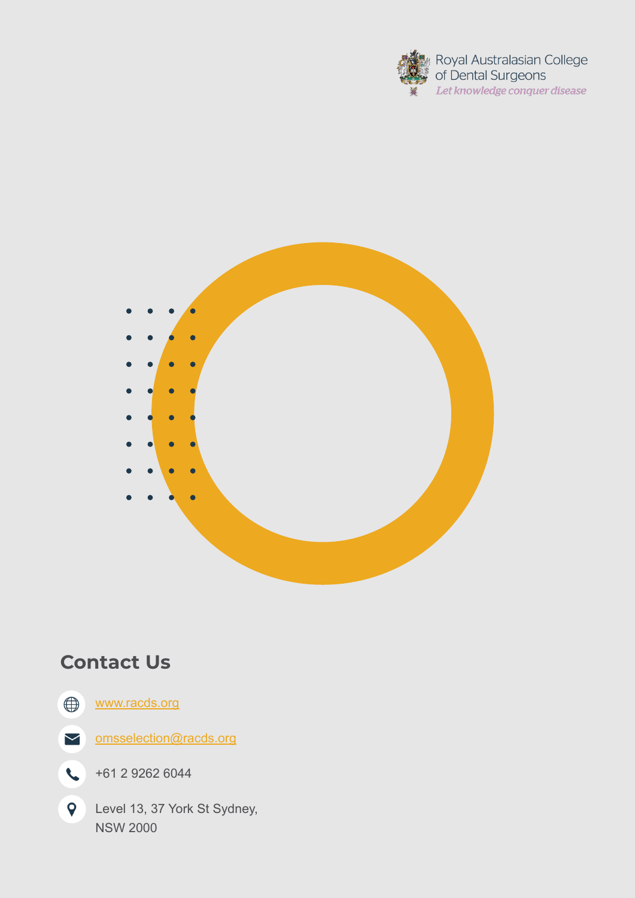Royal Australasian College of Dental Surgeons

*Let knowledge conquer disease*

## Contact Us

www.racds.org

omsselection@racds.org

+61 2 9262 6044

Level 13, 37 York St Sydney, NSW 2000